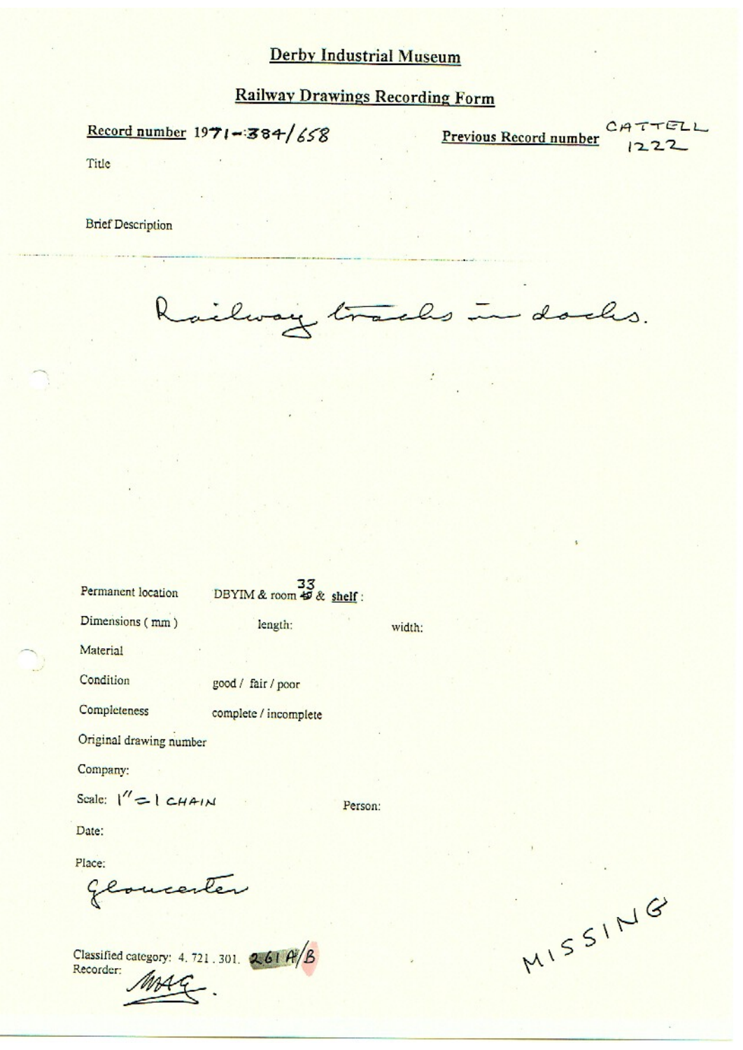# Derby Industrial Museum

## Railway Drawings Recording Form

**Record number** 1971-384/658

**Previous Record number** CATTELL 1222

Title

Brief Description

Railway tracks in docks.

Permanent location DBYIM & room ~~49~~ 33 & **shelf** :

Dimensions ( mm ) length: width:

Material

Condition good / fair / poor

Completeness complete / incomplete

Original drawing number

Company:

Scale: 1" = 1 CHAIN

Person:

Date:

Place:
Gloucester

Classified category: 4. 721 . 301. 261 A/B

Recorder:
MAG.

MISSING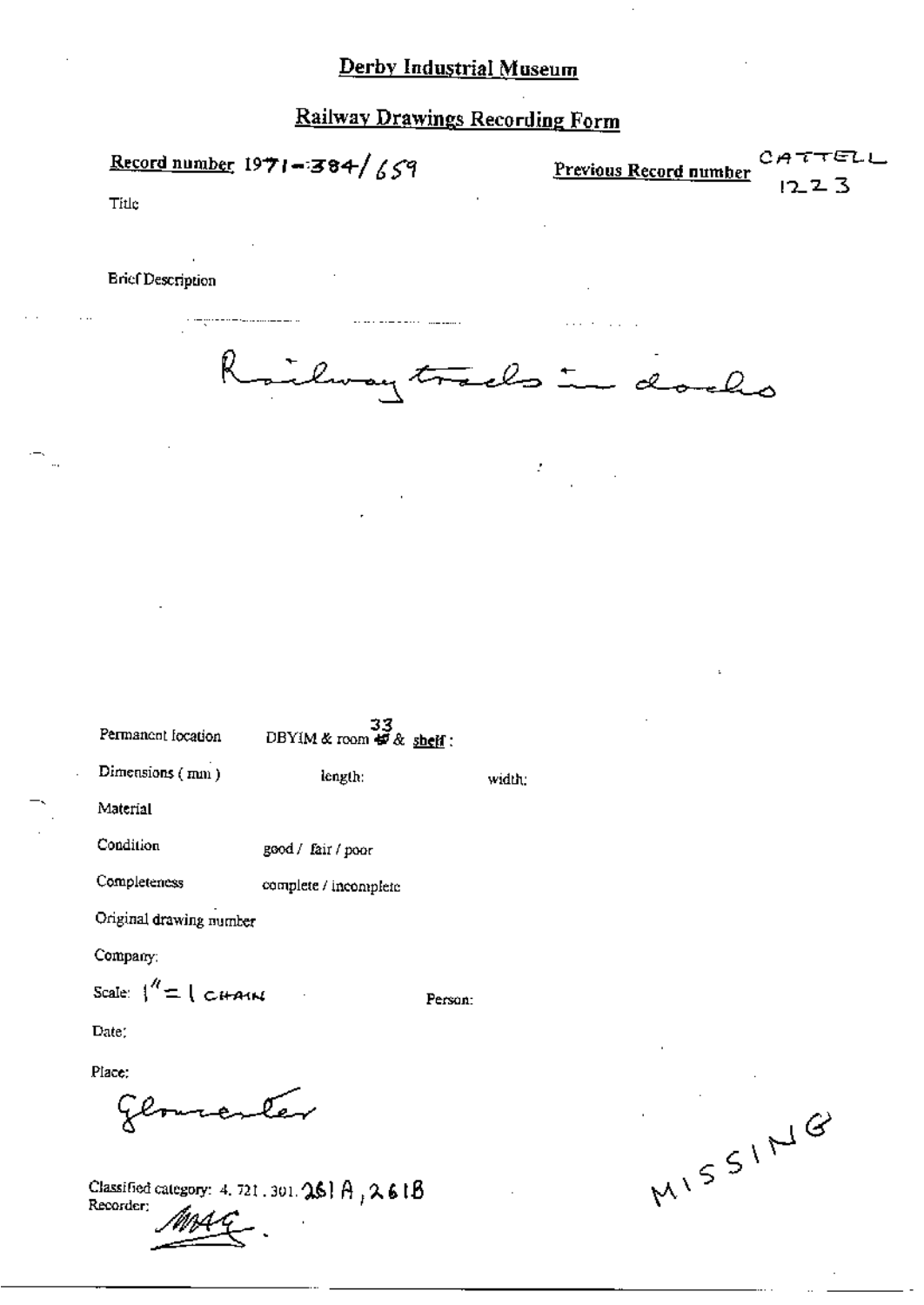# Derby Industrial Museum

## Railway Drawings Recording Form

**Record number** 1971-384/659

**Previous Record number** CATTELL 1223

Title

Brief Description

Railway tracks in docks

Permanent location DBYIM & room 33 & **shelf**:

Dimensions (mm) length: width:

Material

Condition good / fair / poor

Completeness complete / incomplete

Original drawing number

Company:

Scale: 1" = 1 CHAIN

Person:

Date:

Place:

Gloucester

Classified category: 4. 721. 301. 261 A, 261B

Recorder: MAG.

MISSING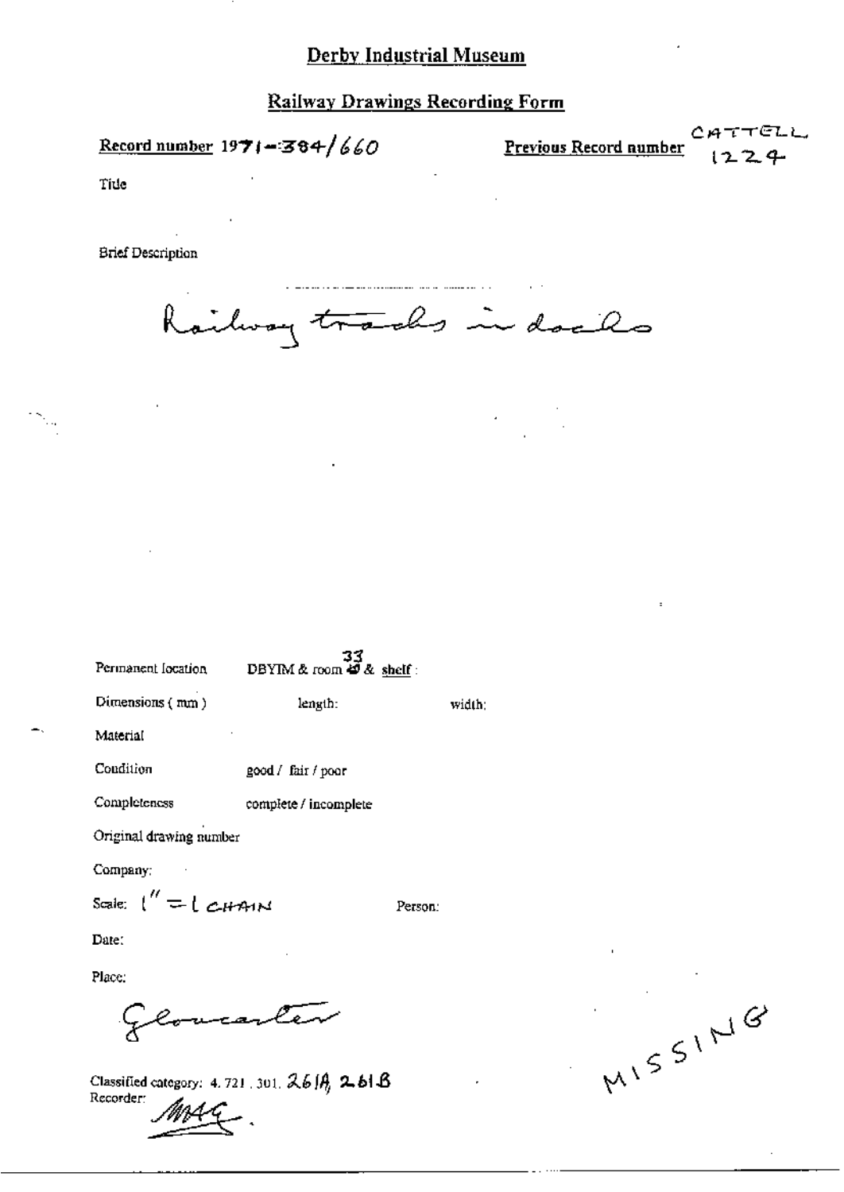# Derby Industrial Museum

## Railway Drawings Recording Form

**Record number** 1971-384/660

**Previous Record number** CATTELL 1224

Title

Brief Description

Railway tracks in docks

Permanent location DBYIM & room 33 & shelf :

Dimensions (mm) length: width:

Material

Condition good / fair / poor

Completeness complete / incomplete

Original drawing number

Company:

Scale: 1" = 1 CHAIN Person:

Date:

Place:

Gloucester

Classified category: 4.721.301. 261A, 261B

Recorder: MAG.

MISSING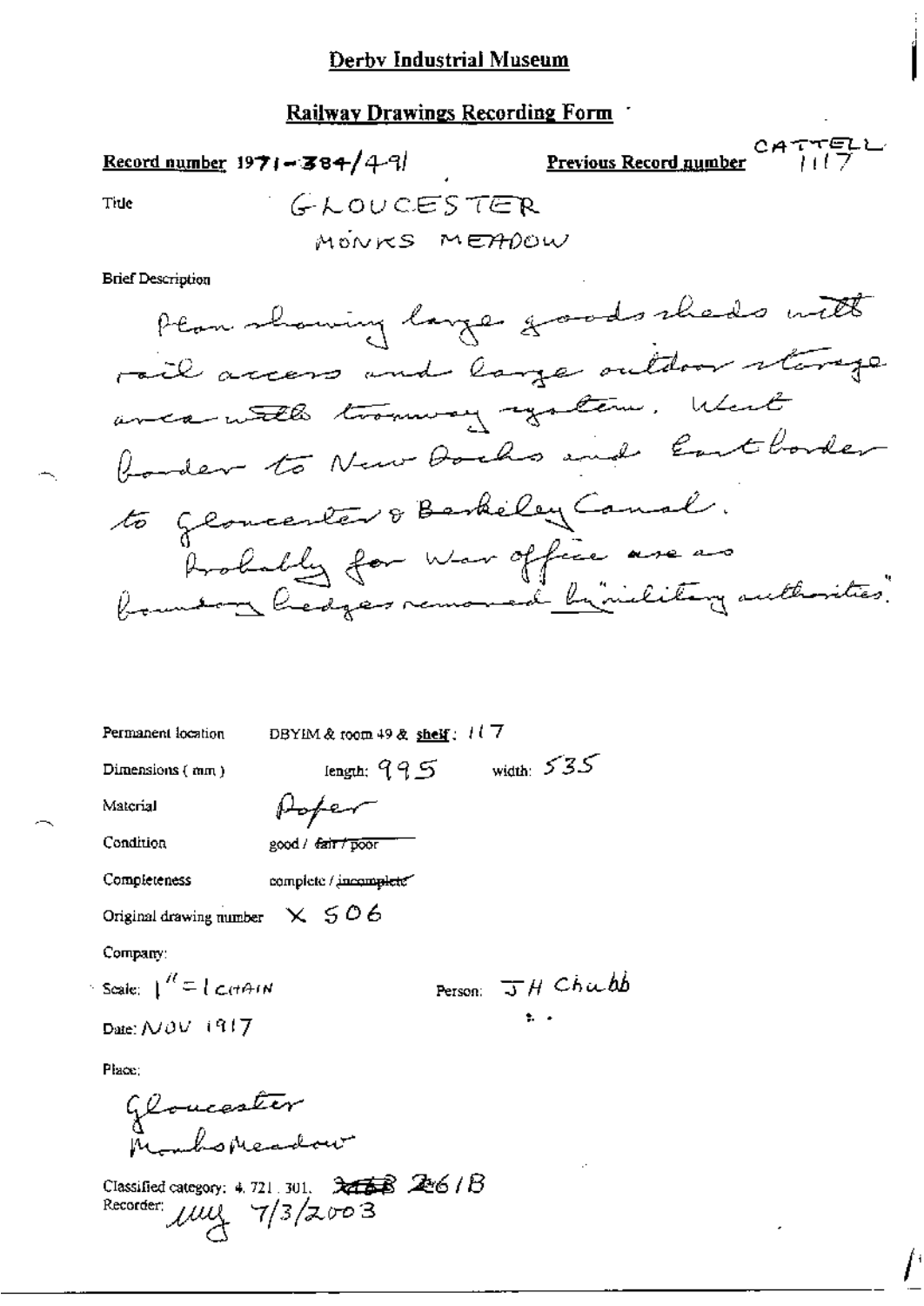## Derby Industrial Museum

### Railway Drawings Recording Form

**Record number** 1971-384/491 **Previous Record number** CATTELL 1117

Title GLOUCESTER MONKS MEADOW

Brief Description

Plan showing large goods sheds with rail access and large outdoor storage area with tramway system. West border to New Docks and East border to Gloucester & Berkeley Canal. Probably for War Office use as "boundary hedges removed by military authorities".

Permanent location DBYIM & room 49 & shelf: 117

Dimensions (mm) length: 995 width: 535

Material Paper

Condition good / ~~fair / poor~~

Completeness complete / ~~incomplete~~

Original drawing number X 506

Company:

Scale: 1" = 1 CHAIN

Person: J H Chubb

Date: NOV 1917

Place:

Gloucester Monks Meadow

Classified category: 4.721.301. ~~XXX~~ 26/B

Recorder: ung 7/3/2003